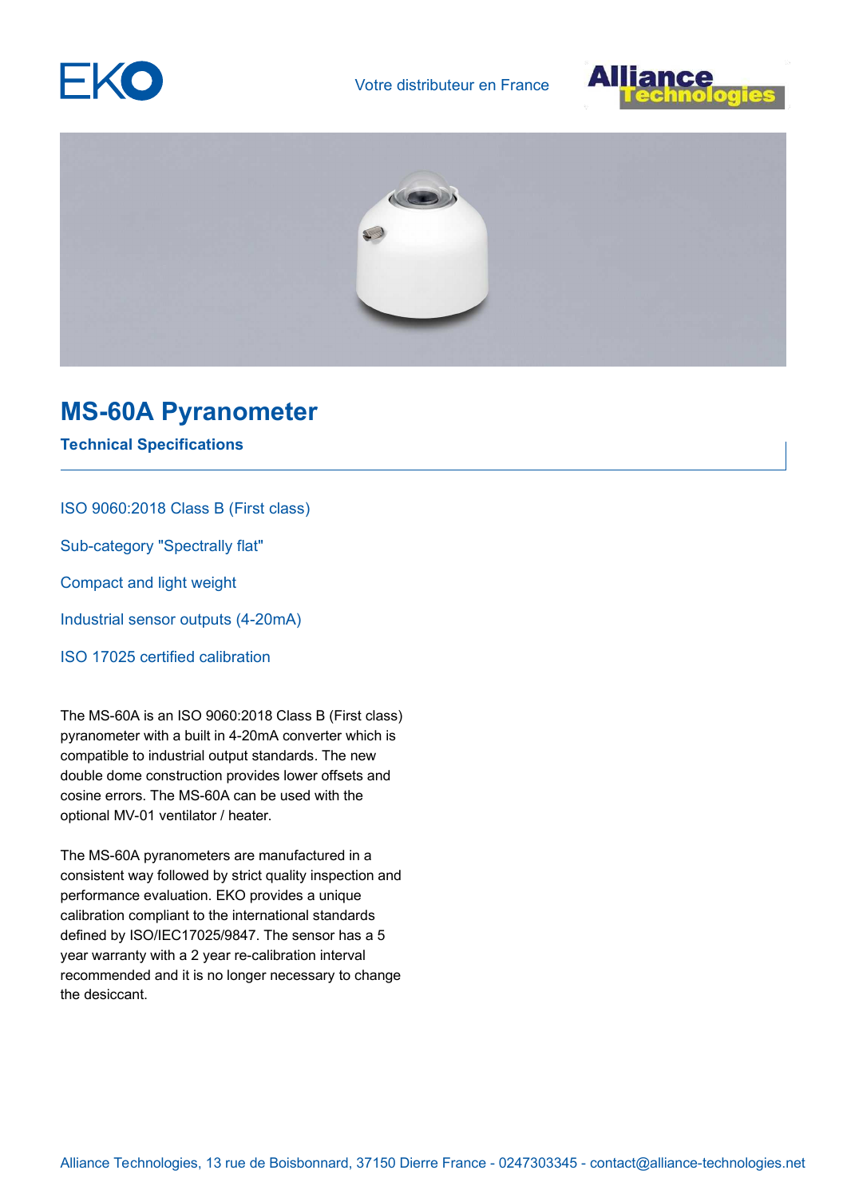Votre distributeur en France

# MS-60A Pyranometer

## Technical Specifications

ISO 9060:2018 Class B (First class)

Sub-category "Spectrally flat"

Compact and light weight

Industrial sensor outputs (4-20mA)

ISO 17025 certified calibration

The MS-60A is an ISO 9060:2018 Class B (First class) pyranometer with a built in 4-20mA converter which is compatible to industrial output standards. The new double dome construction provides lower offsets and cosine errors. The MS-60A can be used with the optional MV-01 ventilator / heater.

The MS-60A pyranometers are manufactured in a consistent way followed by strict quality inspection and performance evaluation. EKO provides a unique calibration compliant to the international standards defined by ISO/IEC17025/9847. The sensor has a 5 year warranty with a 2 year re-calibration interval recommended and it is no longer necessary to change the desiccant.

Alliance Technologies, 13 rue de Boisbonnard, 37150 Dierre France - 0247303345 - contact@alliance-technologies.net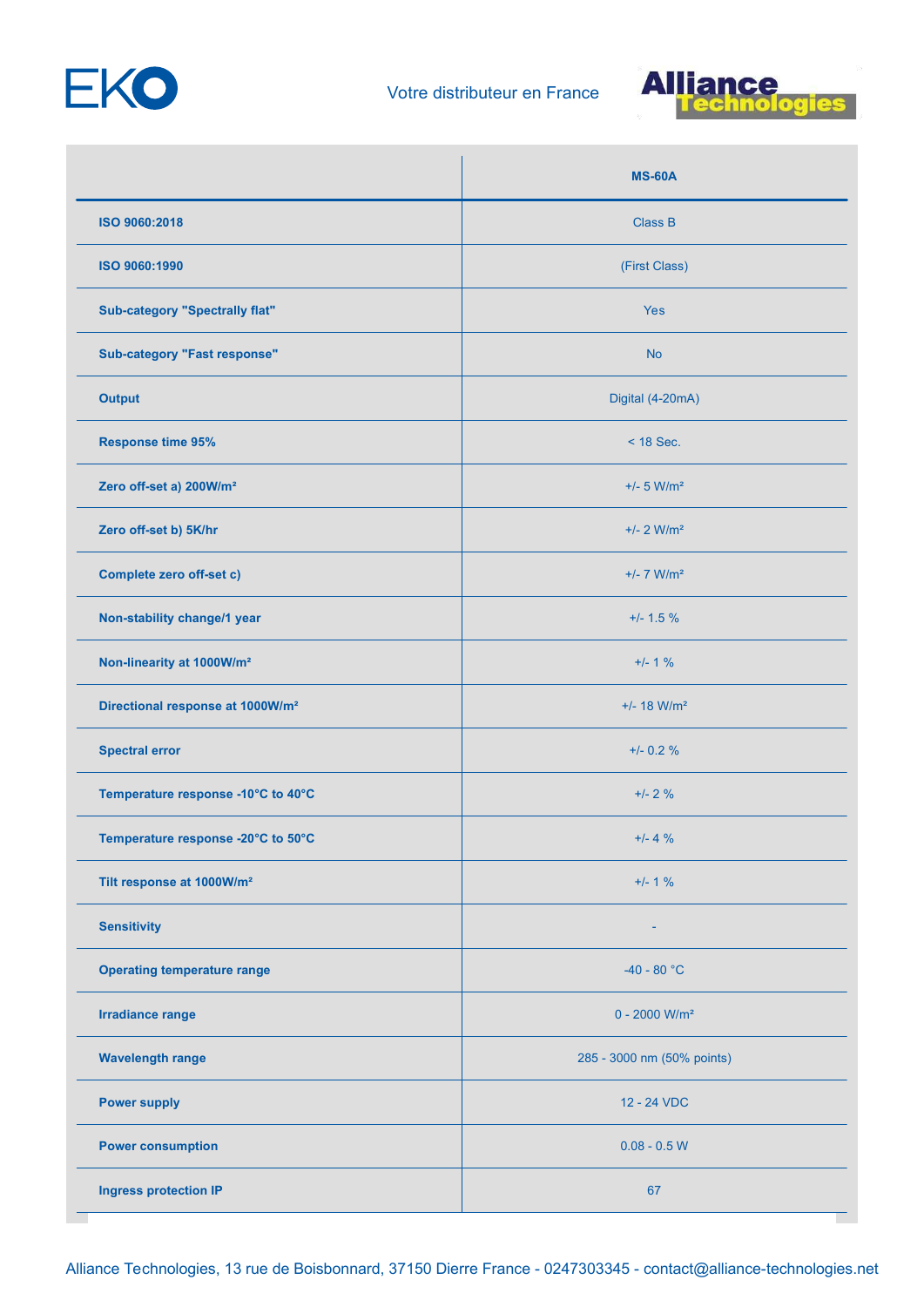| | MS-60A |
|---|---|
| **ISO 9060:2018** | Class B |
| **ISO 9060:1990** | (First Class) |
| **Sub-category "Spectrally flat"** | Yes |
| **Sub-category "Fast response"** | No |
| **Output** | Digital (4-20mA) |
| **Response time 95%** | < 18 Sec. |
| **Zero off-set a) 200W/m²** | +/- 5 W/m² |
| **Zero off-set b) 5K/hr** | +/- 2 W/m² |
| **Complete zero off-set c)** | +/- 7 W/m² |
| **Non-stability change/1 year** | +/- 1.5 % |
| **Non-linearity at 1000W/m²** | +/- 1 % |
| **Directional response at 1000W/m²** | +/- 18 W/m² |
| **Spectral error** | +/- 0.2 % |
| **Temperature response -10°C to 40°C** | +/- 2 % |
| **Temperature response -20°C to 50°C** | +/- 4 % |
| **Tilt response at 1000W/m²** | +/- 1 % |
| **Sensitivity** | - |
| **Operating temperature range** | -40 - 80 °C |
| **Irradiance range** | 0 - 2000 W/m² |
| **Wavelength range** | 285 - 3000 nm (50% points) |
| **Power supply** | 12 - 24 VDC |
| **Power consumption** | 0.08 - 0.5 W |
| **Ingress protection IP** | 67 |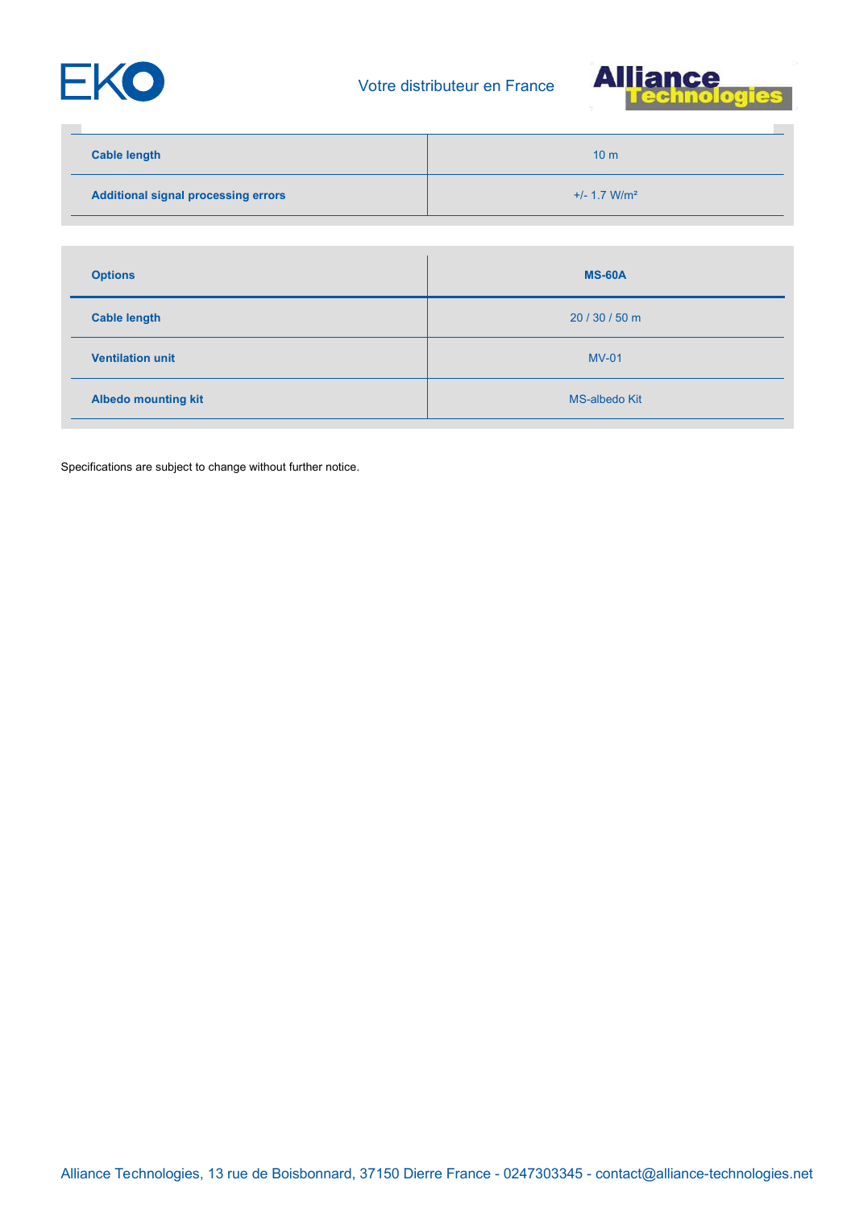| | |
|---|---|
| **Cable length** | 10 m |
| **Additional signal processing errors** | +/- 1.7 W/m² |

| **Options** | **MS-60A** |
|---|---|
| **Cable length** | 20 / 30 / 50 m |
| **Ventilation unit** | MV-01 |
| **Albedo mounting kit** | MS-albedo Kit |

Specifications are subject to change without further notice.